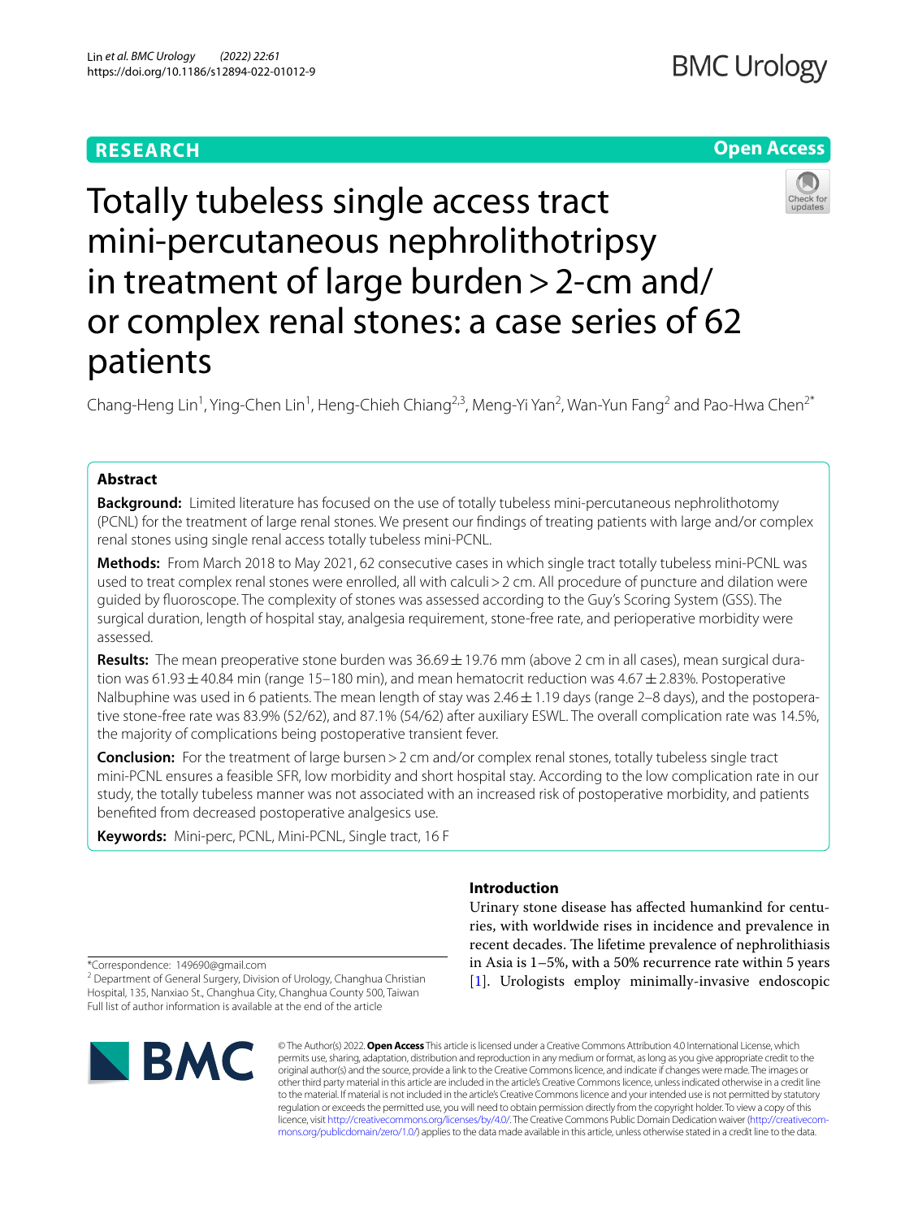RESEARCH

Open Access

# Totally tubeless single access tract mini-percutaneous nephrolithotripsy in treatment of large burden > 2-cm and/or complex renal stones: a case series of 62 patients

Chang-Heng Lin[1], Ying-Chen Lin[1], Heng-Chieh Chiang[2,3], Meng-Yi Yan[2], Wan-Yun Fang[2] and Pao-Hwa Chen[2*]

## Abstract

**Background:** Limited literature has focused on the use of totally tubeless mini-percutaneous nephrolithotomy (PCNL) for the treatment of large renal stones. We present our findings of treating patients with large and/or complex renal stones using single renal access totally tubeless mini-PCNL.

**Methods:** From March 2018 to May 2021, 62 consecutive cases in which single tract totally tubeless mini-PCNL was used to treat complex renal stones were enrolled, all with calculi > 2 cm. All procedure of puncture and dilation were guided by fluoroscope. The complexity of stones was assessed according to the Guy's Scoring System (GSS). The surgical duration, length of hospital stay, analgesia requirement, stone-free rate, and perioperative morbidity were assessed.

**Results:** The mean preoperative stone burden was 36.69 ± 19.76 mm (above 2 cm in all cases), mean surgical duration was 61.93 ± 40.84 min (range 15–180 min), and mean hematocrit reduction was 4.67 ± 2.83%. Postoperative Nalbuphine was used in 6 patients. The mean length of stay was 2.46 ± 1.19 days (range 2–8 days), and the postoperative stone-free rate was 83.9% (52/62), and 87.1% (54/62) after auxiliary ESWL. The overall complication rate was 14.5%, the majority of complications being postoperative transient fever.

**Conclusion:** For the treatment of large bursen > 2 cm and/or complex renal stones, totally tubeless single tract mini-PCNL ensures a feasible SFR, low morbidity and short hospital stay. According to the low complication rate in our study, the totally tubeless manner was not associated with an increased risk of postoperative morbidity, and patients benefited from decreased postoperative analgesics use.

**Keywords:** Mini-perc, PCNL, Mini-PCNL, Single tract, 16 F

## Introduction

Urinary stone disease has affected humankind for centuries, with worldwide rises in incidence and prevalence in recent decades. The lifetime prevalence of nephrolithiasis in Asia is 1–5%, with a 50% recurrence rate within 5 years [1]. Urologists employ minimally-invasive endoscopic

*Correspondence: 149690@gmail.com

[2] Department of General Surgery, Division of Urology, Changhua Christian Hospital, 135, Nanxiao St., Changhua City, Changhua County 500, Taiwan

Full list of author information is available at the end of the article

© The Author(s) 2022. **Open Access** This article is licensed under a Creative Commons Attribution 4.0 International License, which permits use, sharing, adaptation, distribution and reproduction in any medium or format, as long as you give appropriate credit to the original author(s) and the source, provide a link to the Creative Commons licence, and indicate if changes were made. The images or other third party material in this article are included in the article's Creative Commons licence, unless indicated otherwise in a credit line to the material. If material is not included in the article's Creative Commons licence and your intended use is not permitted by statutory regulation or exceeds the permitted use, you will need to obtain permission directly from the copyright holder. To view a copy of this licence, visit http://creativecommons.org/licenses/by/4.0/. The Creative Commons Public Domain Dedication waiver (http://creativecommons.org/publicdomain/zero/1.0/) applies to the data made available in this article, unless otherwise stated in a credit line to the data.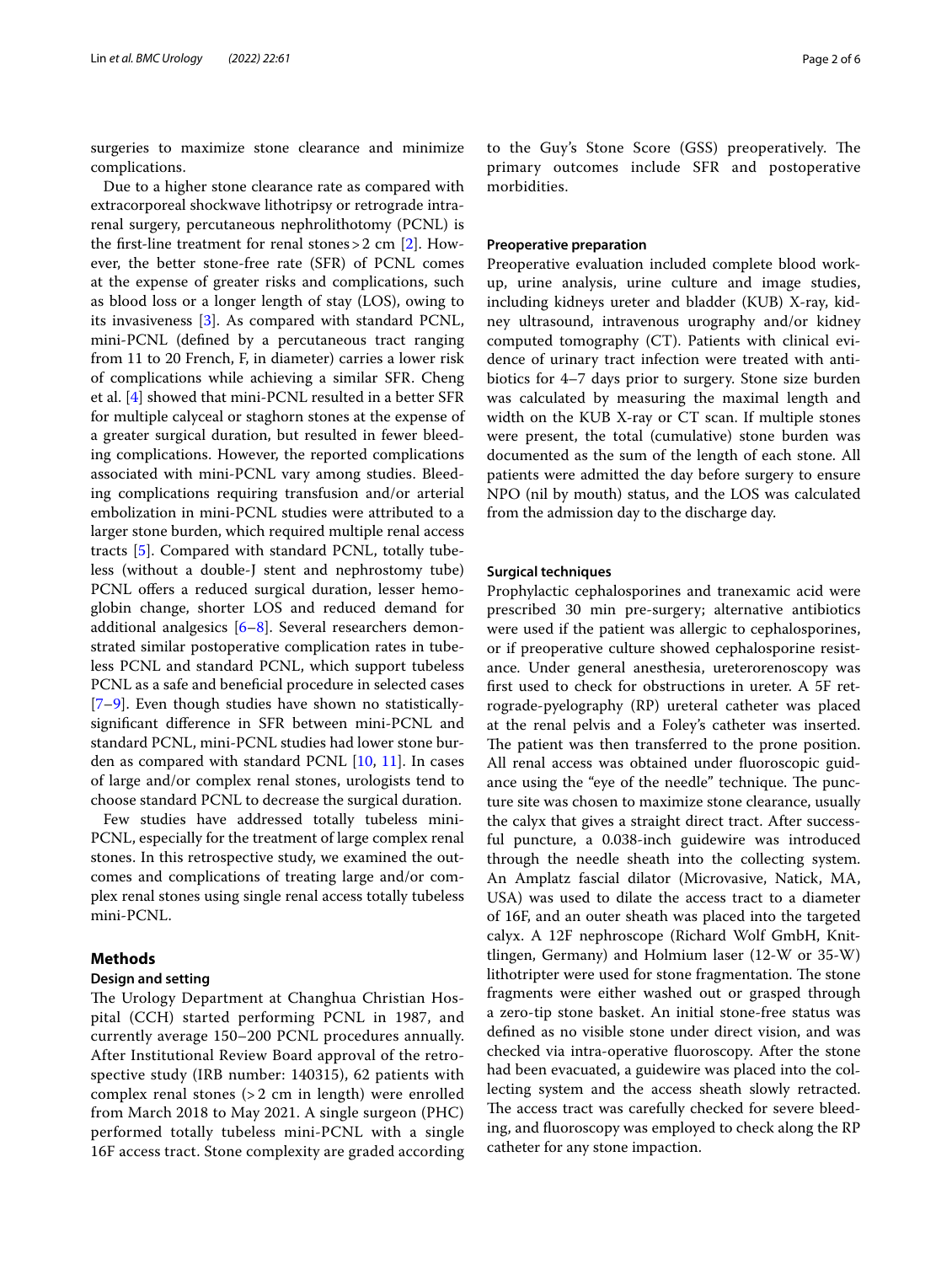surgeries to maximize stone clearance and minimize complications.

Due to a higher stone clearance rate as compared with extracorporeal shockwave lithotripsy or retrograde intrarenal surgery, percutaneous nephrolithotomy (PCNL) is the first-line treatment for renal stones > 2 cm [2]. However, the better stone-free rate (SFR) of PCNL comes at the expense of greater risks and complications, such as blood loss or a longer length of stay (LOS), owing to its invasiveness [3]. As compared with standard PCNL, mini-PCNL (defined by a percutaneous tract ranging from 11 to 20 French, F, in diameter) carries a lower risk of complications while achieving a similar SFR. Cheng et al. [4] showed that mini-PCNL resulted in a better SFR for multiple calyceal or staghorn stones at the expense of a greater surgical duration, but resulted in fewer bleeding complications. However, the reported complications associated with mini-PCNL vary among studies. Bleeding complications requiring transfusion and/or arterial embolization in mini-PCNL studies were attributed to a larger stone burden, which required multiple renal access tracts [5]. Compared with standard PCNL, totally tubeless (without a double-J stent and nephrostomy tube) PCNL offers a reduced surgical duration, lesser hemoglobin change, shorter LOS and reduced demand for additional analgesics [6–8]. Several researchers demonstrated similar postoperative complication rates in tubeless PCNL and standard PCNL, which support tubeless PCNL as a safe and beneficial procedure in selected cases [7–9]. Even though studies have shown no statistically-significant difference in SFR between mini-PCNL and standard PCNL, mini-PCNL studies had lower stone burden as compared with standard PCNL [10, 11]. In cases of large and/or complex renal stones, urologists tend to choose standard PCNL to decrease the surgical duration.

Few studies have addressed totally tubeless mini-PCNL, especially for the treatment of large complex renal stones. In this retrospective study, we examined the outcomes and complications of treating large and/or complex renal stones using single renal access totally tubeless mini-PCNL.

## Methods

### Design and setting

The Urology Department at Changhua Christian Hospital (CCH) started performing PCNL in 1987, and currently average 150–200 PCNL procedures annually. After Institutional Review Board approval of the retrospective study (IRB number: 140315), 62 patients with complex renal stones (> 2 cm in length) were enrolled from March 2018 to May 2021. A single surgeon (PHC) performed totally tubeless mini-PCNL with a single 16F access tract. Stone complexity are graded according to the Guy's Stone Score (GSS) preoperatively. The primary outcomes include SFR and postoperative morbidities.

### Preoperative preparation

Preoperative evaluation included complete blood workup, urine analysis, urine culture and image studies, including kidneys ureter and bladder (KUB) X-ray, kidney ultrasound, intravenous urography and/or kidney computed tomography (CT). Patients with clinical evidence of urinary tract infection were treated with antibiotics for 4–7 days prior to surgery. Stone size burden was calculated by measuring the maximal length and width on the KUB X-ray or CT scan. If multiple stones were present, the total (cumulative) stone burden was documented as the sum of the length of each stone. All patients were admitted the day before surgery to ensure NPO (nil by mouth) status, and the LOS was calculated from the admission day to the discharge day.

### Surgical techniques

Prophylactic cephalosporines and tranexamic acid were prescribed 30 min pre-surgery; alternative antibiotics were used if the patient was allergic to cephalosporines, or if preoperative culture showed cephalosporine resistance. Under general anesthesia, ureterorenoscopy was first used to check for obstructions in ureter. A 5F retrograde-pyelography (RP) ureteral catheter was placed at the renal pelvis and a Foley's catheter was inserted. The patient was then transferred to the prone position. All renal access was obtained under fluoroscopic guidance using the "eye of the needle" technique. The puncture site was chosen to maximize stone clearance, usually the calyx that gives a straight direct tract. After successful puncture, a 0.038-inch guidewire was introduced through the needle sheath into the collecting system. An Amplatz fascial dilator (Microvasive, Natick, MA, USA) was used to dilate the access tract to a diameter of 16F, and an outer sheath was placed into the targeted calyx. A 12F nephroscope (Richard Wolf GmbH, Knittlingen, Germany) and Holmium laser (12-W or 35-W) lithotripter were used for stone fragmentation. The stone fragments were either washed out or grasped through a zero-tip stone basket. An initial stone-free status was defined as no visible stone under direct vision, and was checked via intra-operative fluoroscopy. After the stone had been evacuated, a guidewire was placed into the collecting system and the access sheath slowly retracted. The access tract was carefully checked for severe bleeding, and fluoroscopy was employed to check along the RP catheter for any stone impaction.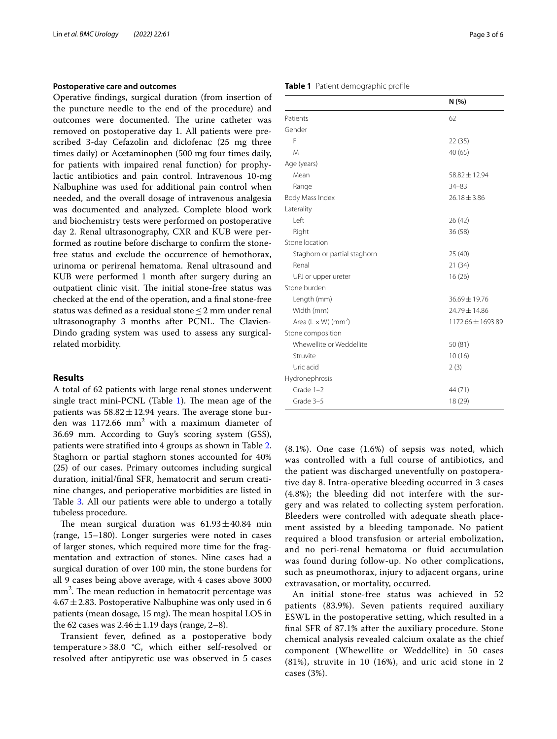### Postoperative care and outcomes

Operative findings, surgical duration (from insertion of the puncture needle to the end of the procedure) and outcomes were documented. The urine catheter was removed on postoperative day 1. All patients were prescribed 3-day Cefazolin and diclofenac (25 mg three times daily) or Acetaminophen (500 mg four times daily, for patients with impaired renal function) for prophylactic antibiotics and pain control. Intravenous 10-mg Nalbuphine was used for additional pain control when needed, and the overall dosage of intravenous analgesia was documented and analyzed. Complete blood work and biochemistry tests were performed on postoperative day 2. Renal ultrasonography, CXR and KUB were performed as routine before discharge to confirm the stone-free status and exclude the occurrence of hemothorax, urinoma or perirenal hematoma. Renal ultrasound and KUB were performed 1 month after surgery during an outpatient clinic visit. The initial stone-free status was checked at the end of the operation, and a final stone-free status was defined as a residual stone $\leq 2$ mm under renal ultrasonography 3 months after PCNL. The Clavien-Dindo grading system was used to assess any surgical-related morbidity.

## Results

A total of 62 patients with large renal stones underwent single tract mini-PCNL (Table 1). The mean age of the patients was $58.82 \pm 12.94$ years. The average stone burden was 1172.66 mm$^2$ with a maximum diameter of 36.69 mm. According to Guy's scoring system (GSS), patients were stratified into 4 groups as shown in Table 2. Staghorn or partial staghorn stones accounted for 40% (25) of our cases. Primary outcomes including surgical duration, initial/final SFR, hematocrit and serum creatinine changes, and perioperative morbidities are listed in Table 3. All our patients were able to undergo a totally tubeless procedure.

The mean surgical duration was $61.93 \pm 40.84$ min (range, 15–180). Longer surgeries were noted in cases of larger stones, which required more time for the fragmentation and extraction of stones. Nine cases had a surgical duration of over 100 min, the stone burdens for all 9 cases being above average, with 4 cases above 3000 mm$^2$. The mean reduction in hematocrit percentage was $4.67 \pm 2.83$. Postoperative Nalbuphine was only used in 6 patients (mean dosage, 15 mg). The mean hospital LOS in the 62 cases was $2.46 \pm 1.19$ days (range, 2–8).

Transient fever, defined as a postoperative body temperature > 38.0 °C, which either self-resolved or resolved after antipyretic use was observed in 5 cases (8.1%). One case (1.6%) of sepsis was noted, which was controlled with a full course of antibiotics, and the patient was discharged uneventfully on postoperative day 8. Intra-operative bleeding occurred in 3 cases (4.8%); the bleeding did not interfere with the surgery and was related to collecting system perforation. Bleeders were controlled with adequate sheath placement assisted by a bleeding tamponade. No patient required a blood transfusion or arterial embolization, and no peri-renal hematoma or fluid accumulation was found during follow-up. No other complications, such as pneumothorax, injury to adjacent organs, urine extravasation, or mortality, occurred.

An initial stone-free status was achieved in 52 patients (83.9%). Seven patients required auxiliary ESWL in the postoperative setting, which resulted in a final SFR of 87.1% after the auxiliary procedure. Stone chemical analysis revealed calcium oxalate as the chief component (Whewellite or Weddellite) in 50 cases (81%), struvite in 10 (16%), and uric acid stone in 2 cases (3%).

**Table 1** Patient demographic profile

| | N (%) |
|---|---|
| Patients | 62 |
| Gender | |
| F | 22 (35) |
| M | 40 (65) |
| Age (years) | |
| Mean | $58.82 \pm 12.94$ |
| Range | 34–83 |
| Body Mass Index | $26.18 \pm 3.86$ |
| Laterality | |
| Left | 26 (42) |
| Right | 36 (58) |
| Stone location | |
| Staghorn or partial staghorn | 25 (40) |
| Renal | 21 (34) |
| UPJ or upper ureter | 16 (26) |
| Stone burden | |
| Length (mm) | $36.69 \pm 19.76$ |
| Width (mm) | $24.79 \pm 14.86$ |
| Area (L × W) (mm$^2$) | $1172.66 \pm 1693.89$ |
| Stone composition | |
| Whewellite or Weddellite | 50 (81) |
| Struvite | 10 (16) |
| Uric acid | 2 (3) |
| Hydronephrosis | |
| Grade 1–2 | 44 (71) |
| Grade 3–5 | 18 (29) |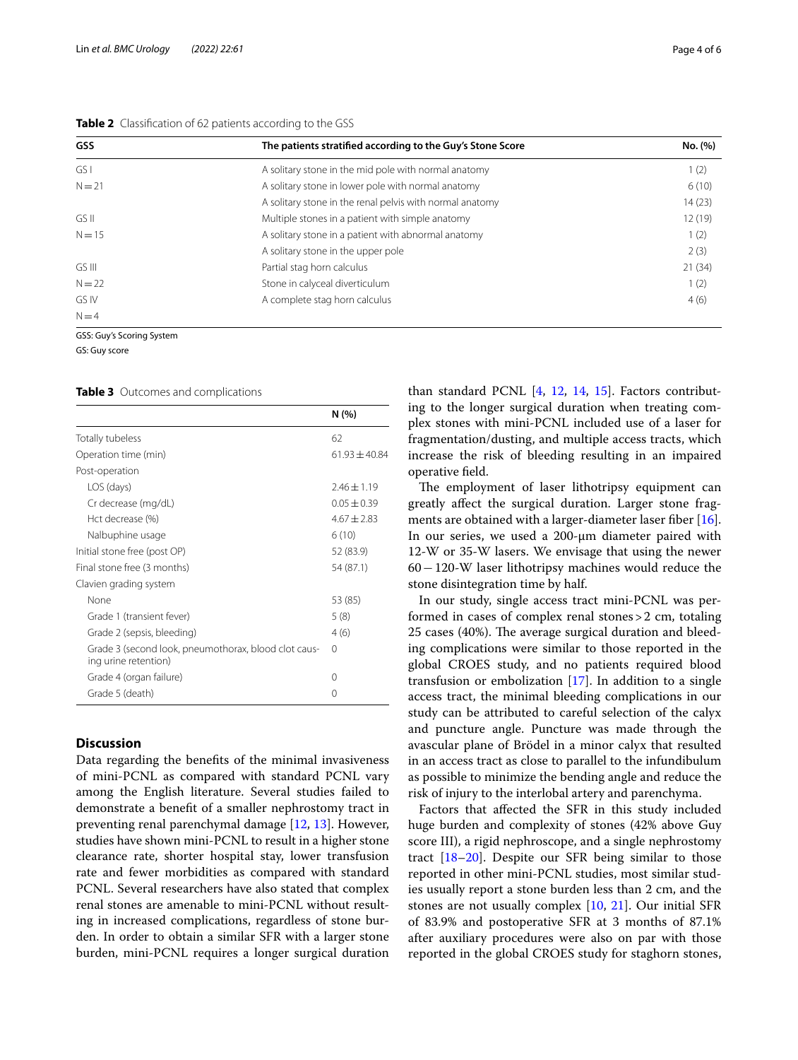**Table 2** Classification of 62 patients according to the GSS

| GSS | The patients stratified according to the Guy's Stone Score | No. (%) |
|---|---|---|
| GS I | A solitary stone in the mid pole with normal anatomy | 1 (2) |
| N = 21 | A solitary stone in lower pole with normal anatomy | 6 (10) |
| | A solitary stone in the renal pelvis with normal anatomy | 14 (23) |
| GS II | Multiple stones in a patient with simple anatomy | 12 (19) |
| N = 15 | A solitary stone in a patient with abnormal anatomy | 1 (2) |
| | A solitary stone in the upper pole | 2 (3) |
| GS III | Partial stag horn calculus | 21 (34) |
| N = 22 | Stone in calyceal diverticulum | 1 (2) |
| GS IV | A complete stag horn calculus | 4 (6) |
| N = 4 | | |

GSS: Guy's Scoring System

GS: Guy score

**Table 3** Outcomes and complications

| | N (%) |
|---|---|
| Totally tubeless | 62 |
| Operation time (min) | 61.93 ± 40.84 |
| Post-operation | |
| LOS (days) | 2.46 ± 1.19 |
| Cr decrease (mg/dL) | 0.05 ± 0.39 |
| Hct decrease (%) | 4.67 ± 2.83 |
| Nalbuphine usage | 6 (10) |
| Initial stone free (post OP) | 52 (83.9) |
| Final stone free (3 months) | 54 (87.1) |
| Clavien grading system | |
| None | 53 (85) |
| Grade 1 (transient fever) | 5 (8) |
| Grade 2 (sepsis, bleeding) | 4 (6) |
| Grade 3 (second look, pneumothorax, blood clot causing urine retention) | 0 |
| Grade 4 (organ failure) | 0 |
| Grade 5 (death) | 0 |

## Discussion

Data regarding the benefits of the minimal invasiveness of mini-PCNL as compared with standard PCNL vary among the English literature. Several studies failed to demonstrate a benefit of a smaller nephrostomy tract in preventing renal parenchymal damage [12, 13]. However, studies have shown mini-PCNL to result in a higher stone clearance rate, shorter hospital stay, lower transfusion rate and fewer morbidities as compared with standard PCNL. Several researchers have also stated that complex renal stones are amenable to mini-PCNL without resulting in increased complications, regardless of stone burden. In order to obtain a similar SFR with a larger stone burden, mini-PCNL requires a longer surgical duration than standard PCNL [4, 12, 14, 15]. Factors contributing to the longer surgical duration when treating complex stones with mini-PCNL included use of a laser for fragmentation/dusting, and multiple access tracts, which increase the risk of bleeding resulting in an impaired operative field.

The employment of laser lithotripsy equipment can greatly affect the surgical duration. Larger stone fragments are obtained with a larger-diameter laser fiber [16]. In our series, we used a 200-μm diameter paired with 12-W or 35-W lasers. We envisage that using the newer 60 − 120-W laser lithotripsy machines would reduce the stone disintegration time by half.

In our study, single access tract mini-PCNL was performed in cases of complex renal stones > 2 cm, totaling 25 cases (40%). The average surgical duration and bleeding complications were similar to those reported in the global CROES study, and no patients required blood transfusion or embolization [17]. In addition to a single access tract, the minimal bleeding complications in our study can be attributed to careful selection of the calyx and puncture angle. Puncture was made through the avascular plane of Brödel in a minor calyx that resulted in an access tract as close to parallel to the infundibulum as possible to minimize the bending angle and reduce the risk of injury to the interlobal artery and parenchyma.

Factors that affected the SFR in this study included huge burden and complexity of stones (42% above Guy score III), a rigid nephroscope, and a single nephrostomy tract [18–20]. Despite our SFR being similar to those reported in other mini-PCNL studies, most similar studies usually report a stone burden less than 2 cm, and the stones are not usually complex [10, 21]. Our initial SFR of 83.9% and postoperative SFR at 3 months of 87.1% after auxiliary procedures were also on par with those reported in the global CROES study for staghorn stones,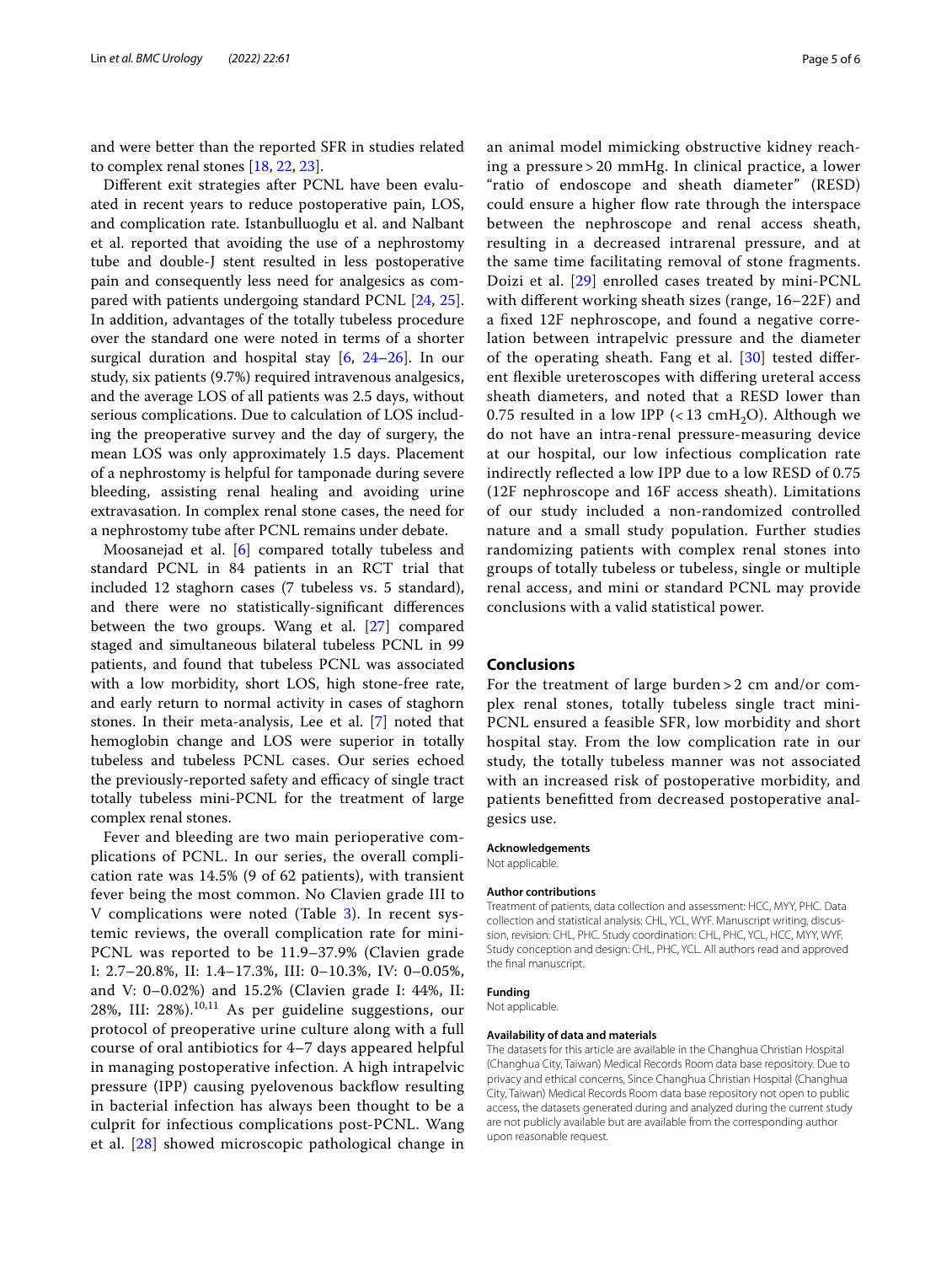and were better than the reported SFR in studies related to complex renal stones [18, 22, 23].

Different exit strategies after PCNL have been evaluated in recent years to reduce postoperative pain, LOS, and complication rate. Istanbulluoglu et al. and Nalbant et al. reported that avoiding the use of a nephrostomy tube and double-J stent resulted in less postoperative pain and consequently less need for analgesics as compared with patients undergoing standard PCNL [24, 25]. In addition, advantages of the totally tubeless procedure over the standard one were noted in terms of a shorter surgical duration and hospital stay [6, 24–26]. In our study, six patients (9.7%) required intravenous analgesics, and the average LOS of all patients was 2.5 days, without serious complications. Due to calculation of LOS including the preoperative survey and the day of surgery, the mean LOS was only approximately 1.5 days. Placement of a nephrostomy is helpful for tamponade during severe bleeding, assisting renal healing and avoiding urine extravasation. In complex renal stone cases, the need for a nephrostomy tube after PCNL remains under debate.

Moosanejad et al. [6] compared totally tubeless and standard PCNL in 84 patients in an RCT trial that included 12 staghorn cases (7 tubeless vs. 5 standard), and there were no statistically-significant differences between the two groups. Wang et al. [27] compared staged and simultaneous bilateral tubeless PCNL in 99 patients, and found that tubeless PCNL was associated with a low morbidity, short LOS, high stone-free rate, and early return to normal activity in cases of staghorn stones. In their meta-analysis, Lee et al. [7] noted that hemoglobin change and LOS were superior in totally tubeless and tubeless PCNL cases. Our series echoed the previously-reported safety and efficacy of single tract totally tubeless mini-PCNL for the treatment of large complex renal stones.

Fever and bleeding are two main perioperative complications of PCNL. In our series, the overall complication rate was 14.5% (9 of 62 patients), with transient fever being the most common. No Clavien grade III to V complications were noted (Table 3). In recent systemic reviews, the overall complication rate for mini-PCNL was reported to be 11.9–37.9% (Clavien grade I: 2.7–20.8%, II: 1.4–17.3%, III: 0–10.3%, IV: 0–0.05%, and V: 0–0.02%) and 15.2% (Clavien grade I: 44%, II: 28%, III: 28%).[10,11] As per guideline suggestions, our protocol of preoperative urine culture along with a full course of oral antibiotics for 4–7 days appeared helpful in managing postoperative infection. A high intrapelvic pressure (IPP) causing pyelovenous backflow resulting in bacterial infection has always been thought to be a culprit for infectious complications post-PCNL. Wang et al. [28] showed microscopic pathological change in an animal model mimicking obstructive kidney reaching a pressure > 20 mmHg. In clinical practice, a lower "ratio of endoscope and sheath diameter" (RESD) could ensure a higher flow rate through the interspace between the nephroscope and renal access sheath, resulting in a decreased intrarenal pressure, and at the same time facilitating removal of stone fragments. Doizi et al. [29] enrolled cases treated by mini-PCNL with different working sheath sizes (range, 16–22F) and a fixed 12F nephroscope, and found a negative correlation between intrapelvic pressure and the diameter of the operating sheath. Fang et al. [30] tested different flexible ureteroscopes with differing ureteral access sheath diameters, and noted that a RESD lower than 0.75 resulted in a low IPP (< 13 $cmH_2O$). Although we do not have an intra-renal pressure-measuring device at our hospital, our low infectious complication rate indirectly reflected a low IPP due to a low RESD of 0.75 (12F nephroscope and 16F access sheath). Limitations of our study included a non-randomized controlled nature and a small study population. Further studies randomizing patients with complex renal stones into groups of totally tubeless or tubeless, single or multiple renal access, and mini or standard PCNL may provide conclusions with a valid statistical power.

## Conclusions

For the treatment of large burden > 2 cm and/or complex renal stones, totally tubeless single tract mini-PCNL ensured a feasible SFR, low morbidity and short hospital stay. From the low complication rate in our study, the totally tubeless manner was not associated with an increased risk of postoperative morbidity, and patients benefitted from decreased postoperative analgesics use.

#### Acknowledgements

Not applicable.

#### Author contributions

Treatment of patients, data collection and assessment: HCC, MYY, PHC. Data collection and statistical analysis: CHL, YCL, WYF. Manuscript writing, discussion, revision: CHL, PHC. Study coordination: CHL, PHC, YCL, HCC, MYY, WYF. Study conception and design: CHL, PHC, YCL. All authors read and approved the final manuscript.

#### Funding

Not applicable.

#### Availability of data and materials

The datasets for this article are available in the Changhua Christian Hospital (Changhua City, Taiwan) Medical Records Room data base repository. Due to privacy and ethical concerns, Since Changhua Christian Hospital (Changhua City, Taiwan) Medical Records Room data base repository not open to public access, the datasets generated during and analyzed during the current study are not publicly available but are available from the corresponding author upon reasonable request.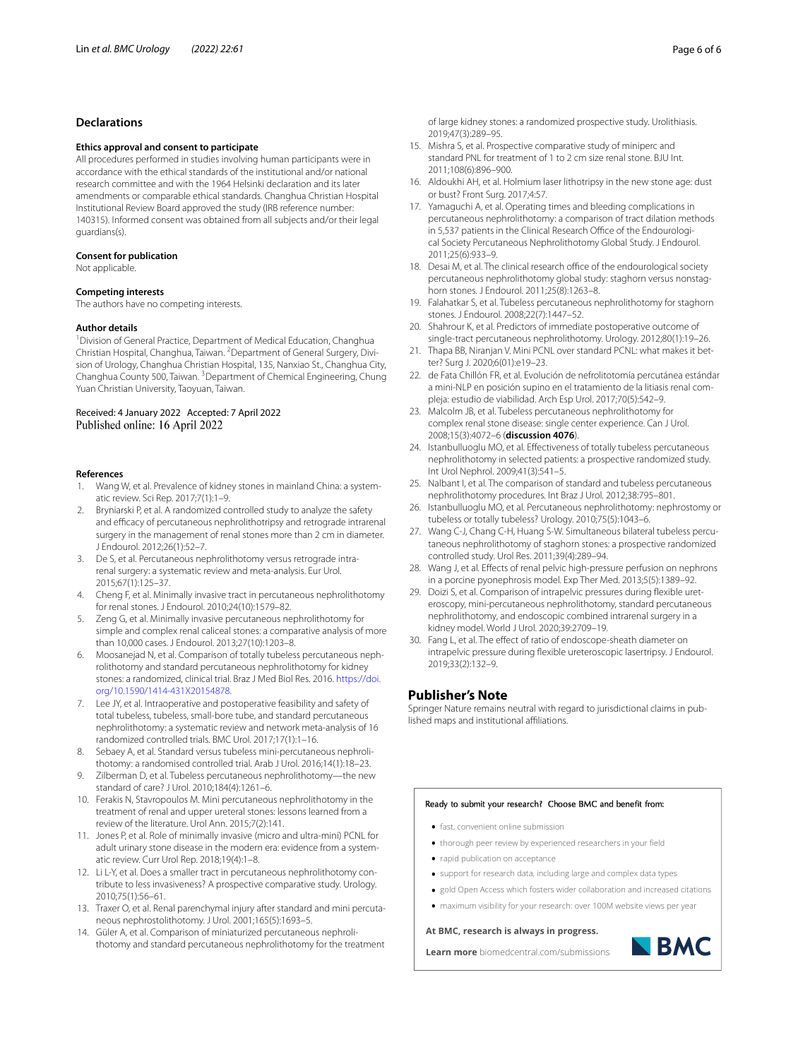## Declarations

### Ethics approval and consent to participate

All procedures performed in studies involving human participants were in accordance with the ethical standards of the institutional and/or national research committee and with the 1964 Helsinki declaration and its later amendments or comparable ethical standards. Changhua Christian Hospital Institutional Review Board approved the study (IRB reference number: 140315). Informed consent was obtained from all subjects and/or their legal guardians(s).

### Consent for publication

Not applicable.

### Competing interests

The authors have no competing interests.

### Author details

[1]Division of General Practice, Department of Medical Education, Changhua Christian Hospital, Changhua, Taiwan. [2]Department of General Surgery, Division of Urology, Changhua Christian Hospital, 135, Nanxiao St., Changhua City, Changhua County 500, Taiwan. [3]Department of Chemical Engineering, Chung Yuan Christian University, Taoyuan, Taiwan.

Received: 4 January 2022 Accepted: 7 April 2022
Published online: 16 April 2022

### References

1. Wang W, et al. Prevalence of kidney stones in mainland China: a systematic review. Sci Rep. 2017;7(1):1–9.
2. Bryniarski P, et al. A randomized controlled study to analyze the safety and efficacy of percutaneous nephrolithotripsy and retrograde intrarenal surgery in the management of renal stones more than 2 cm in diameter. J Endourol. 2012;26(1):52–7.
3. De S, et al. Percutaneous nephrolithotomy versus retrograde intrarenal surgery: a systematic review and meta-analysis. Eur Urol. 2015;67(1):125–37.
4. Cheng F, et al. Minimally invasive tract in percutaneous nephrolithotomy for renal stones. J Endourol. 2010;24(10):1579–82.
5. Zeng G, et al. Minimally invasive percutaneous nephrolithotomy for simple and complex renal caliceal stones: a comparative analysis of more than 10,000 cases. J Endourol. 2013;27(10):1203–8.
6. Moosanejad N, et al. Comparison of totally tubeless percutaneous nephrolithotomy and standard percutaneous nephrolithotomy for kidney stones: a randomized, clinical trial. Braz J Med Biol Res. 2016. https://doi.org/10.1590/1414-431X20154878.
7. Lee JY, et al. Intraoperative and postoperative feasibility and safety of total tubeless, tubeless, small-bore tube, and standard percutaneous nephrolithotomy: a systematic review and network meta-analysis of 16 randomized controlled trials. BMC Urol. 2017;17(1):1–16.
8. Sebaey A, et al. Standard versus tubeless mini-percutaneous nephrolithotomy: a randomised controlled trial. Arab J Urol. 2016;14(1):18–23.
9. Zilberman D, et al. Tubeless percutaneous nephrolithotomy—the new standard of care? J Urol. 2010;184(4):1261–6.
10. Ferakis N, Stavropoulos M. Mini percutaneous nephrolithotomy in the treatment of renal and upper ureteral stones: lessons learned from a review of the literature. Urol Ann. 2015;7(2):141.
11. Jones P, et al. Role of minimally invasive (micro and ultra-mini) PCNL for adult urinary stone disease in the modern era: evidence from a systematic review. Curr Urol Rep. 2018;19(4):1–8.
12. Li L-Y, et al. Does a smaller tract in percutaneous nephrolithotomy contribute to less invasiveness? A prospective comparative study. Urology. 2010;75(1):56–61.
13. Traxer O, et al. Renal parenchymal injury after standard and mini percutaneous nephrostolithotomy. J Urol. 2001;165(5):1693–5.
14. Güler A, et al. Comparison of miniaturized percutaneous nephrolithotomy and standard percutaneous nephrolithotomy for the treatment of large kidney stones: a randomized prospective study. Urolithiasis. 2019;47(3):289–95.
15. Mishra S, et al. Prospective comparative study of miniperc and standard PNL for treatment of 1 to 2 cm size renal stone. BJU Int. 2011;108(6):896–900.
16. Aldoukhi AH, et al. Holmium laser lithotripsy in the new stone age: dust or bust? Front Surg. 2017;4:57.
17. Yamaguchi A, et al. Operating times and bleeding complications in percutaneous nephrolithotomy: a comparison of tract dilation methods in 5,537 patients in the Clinical Research Office of the Endourological Society Percutaneous Nephrolithotomy Global Study. J Endourol. 2011;25(6):933–9.
18. Desai M, et al. The clinical research office of the endourological society percutaneous nephrolithotomy global study: staghorn versus nonstaghorn stones. J Endourol. 2011;25(8):1263–8.
19. Falahatkar S, et al. Tubeless percutaneous nephrolithotomy for staghorn stones. J Endourol. 2008;22(7):1447–52.
20. Shahrour K, et al. Predictors of immediate postoperative outcome of single-tract percutaneous nephrolithotomy. Urology. 2012;80(1):19–26.
21. Thapa BB, Niranjan V. Mini PCNL over standard PCNL: what makes it better? Surg J. 2020;6(01):e19–23.
22. de Fata Chillón FR, et al. Evolución de nefrolitotomía percutánea estándar a mini-NLP en posición supino en el tratamiento de la litiasis renal compleja: estudio de viabilidad. Arch Esp Urol. 2017;70(5):542–9.
23. Malcolm JB, et al. Tubeless percutaneous nephrolithotomy for complex renal stone disease: single center experience. Can J Urol. 2008;15(3):4072–6 (**discussion 4076**).
24. Istanbulluoglu MO, et al. Effectiveness of totally tubeless percutaneous nephrolithotomy in selected patients: a prospective randomized study. Int Urol Nephrol. 2009;41(3):541–5.
25. Nalbant I, et al. The comparison of standard and tubeless percutaneous nephrolithotomy procedures. Int Braz J Urol. 2012;38:795–801.
26. Istanbulluoglu MO, et al. Percutaneous nephrolithotomy: nephrostomy or tubeless or totally tubeless? Urology. 2010;75(5):1043–6.
27. Wang C-J, Chang C-H, Huang S-W. Simultaneous bilateral tubeless percutaneous nephrolithotomy of staghorn stones: a prospective randomized controlled study. Urol Res. 2011;39(4):289–94.
28. Wang J, et al. Effects of renal pelvic high-pressure perfusion on nephrons in a porcine pyonephrosis model. Exp Ther Med. 2013;5(5):1389–92.
29. Doizi S, et al. Comparison of intrapelvic pressures during flexible ureteroscopy, mini-percutaneous nephrolithotomy, standard percutaneous nephrolithotomy, and endoscopic combined intrarenal surgery in a kidney model. World J Urol. 2020;39:2709–19.
30. Fang L, et al. The effect of ratio of endoscope-sheath diameter on intrapelvic pressure during flexible ureteroscopic lasertripsy. J Endourol. 2019;33(2):132–9.

## Publisher's Note

Springer Nature remains neutral with regard to jurisdictional claims in published maps and institutional affiliations.

Ready to submit your research? Choose BMC and benefit from:

- fast, convenient online submission
- thorough peer review by experienced researchers in your field
- rapid publication on acceptance
- support for research data, including large and complex data types
- gold Open Access which fosters wider collaboration and increased citations
- maximum visibility for your research: over 100M website views per year

**At BMC, research is always in progress.**

**Learn more** biomedcentral.com/submissions

BMC